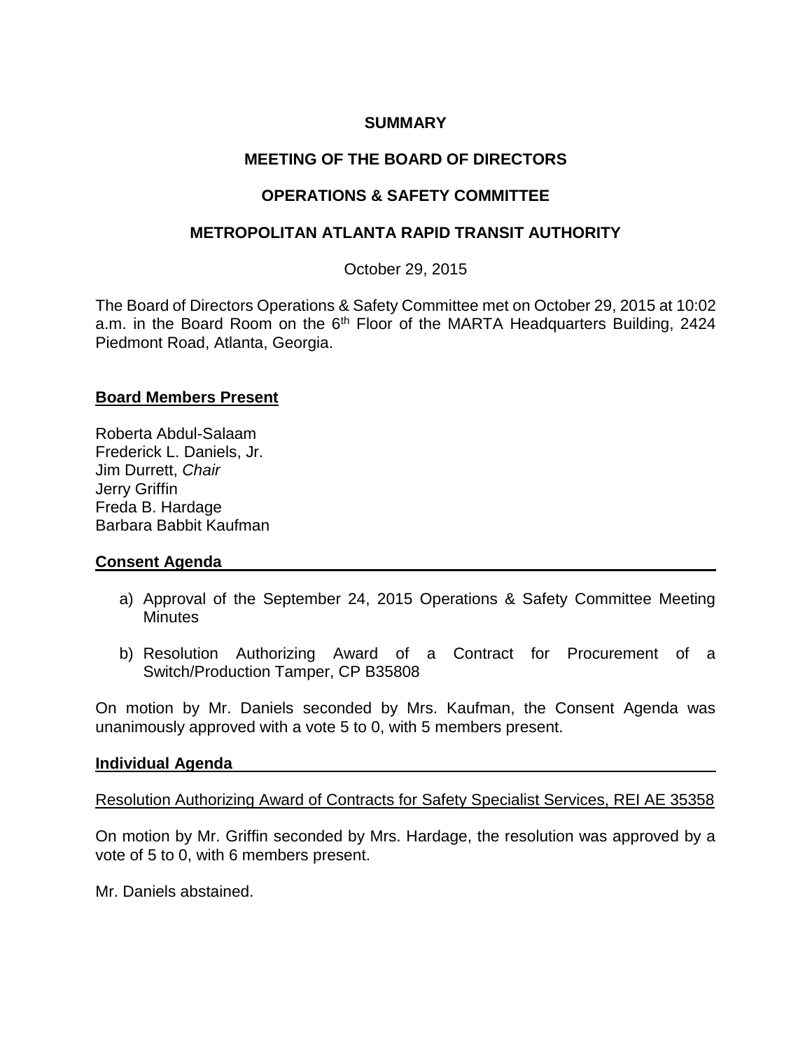**SUMMARY**

**MEETING OF THE BOARD OF DIRECTORS**

**OPERATIONS & SAFETY COMMITTEE**

**METROPOLITAN ATLANTA RAPID TRANSIT AUTHORITY**

October 29, 2015

The Board of Directors Operations & Safety Committee met on October 29, 2015 at 10:02 a.m. in the Board Room on the 6th Floor of the MARTA Headquarters Building, 2424 Piedmont Road, Atlanta, Georgia.

**Board Members Present**

Roberta Abdul-Salaam
Frederick L. Daniels, Jr.
Jim Durrett, *Chair*
Jerry Griffin
Freda B. Hardage
Barbara Babbit Kaufman

**Consent Agenda**

a) Approval of the September 24, 2015 Operations & Safety Committee Meeting Minutes

b) Resolution Authorizing Award of a Contract for Procurement of a Switch/Production Tamper, CP B35808

On motion by Mr. Daniels seconded by Mrs. Kaufman, the Consent Agenda was unanimously approved with a vote 5 to 0, with 5 members present.

**Individual Agenda**

Resolution Authorizing Award of Contracts for Safety Specialist Services, REI AE 35358

On motion by Mr. Griffin seconded by Mrs. Hardage, the resolution was approved by a vote of 5 to 0, with 6 members present.

Mr. Daniels abstained.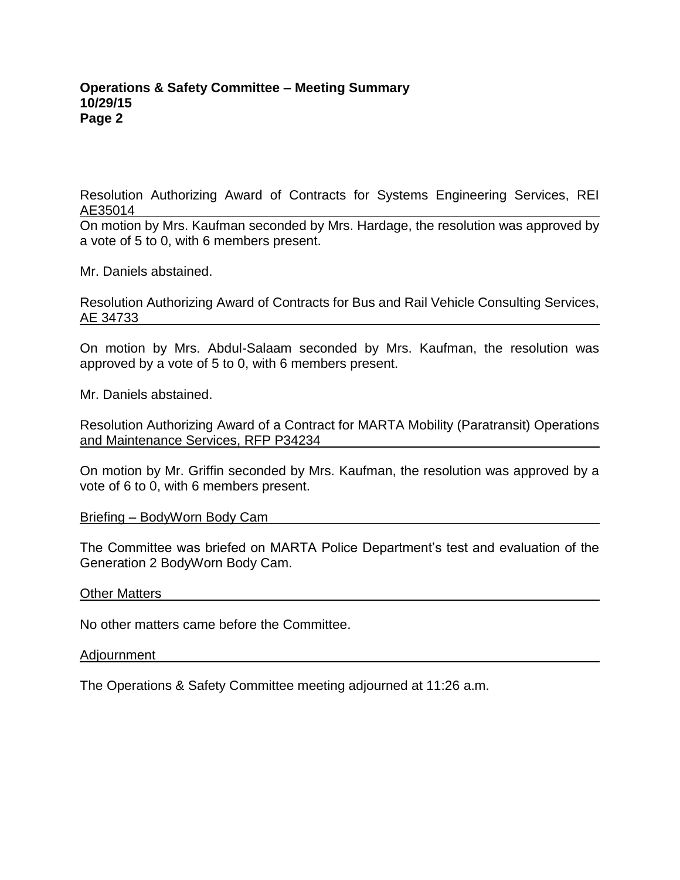Resolution Authorizing Award of Contracts for Systems Engineering Services, REI AE35014

On motion by Mrs. Kaufman seconded by Mrs. Hardage, the resolution was approved by a vote of 5 to 0, with 6 members present.

Mr. Daniels abstained.

Resolution Authorizing Award of Contracts for Bus and Rail Vehicle Consulting Services, AE 34733

On motion by Mrs. Abdul-Salaam seconded by Mrs. Kaufman, the resolution was approved by a vote of 5 to 0, with 6 members present.

Mr. Daniels abstained.

Resolution Authorizing Award of a Contract for MARTA Mobility (Paratransit) Operations and Maintenance Services, RFP P34234

On motion by Mr. Griffin seconded by Mrs. Kaufman, the resolution was approved by a vote of 6 to 0, with 6 members present.

Briefing – BodyWorn Body Cam

The Committee was briefed on MARTA Police Department's test and evaluation of the Generation 2 BodyWorn Body Cam.

Other Matters

No other matters came before the Committee.

Adjournment

The Operations & Safety Committee meeting adjourned at 11:26 a.m.